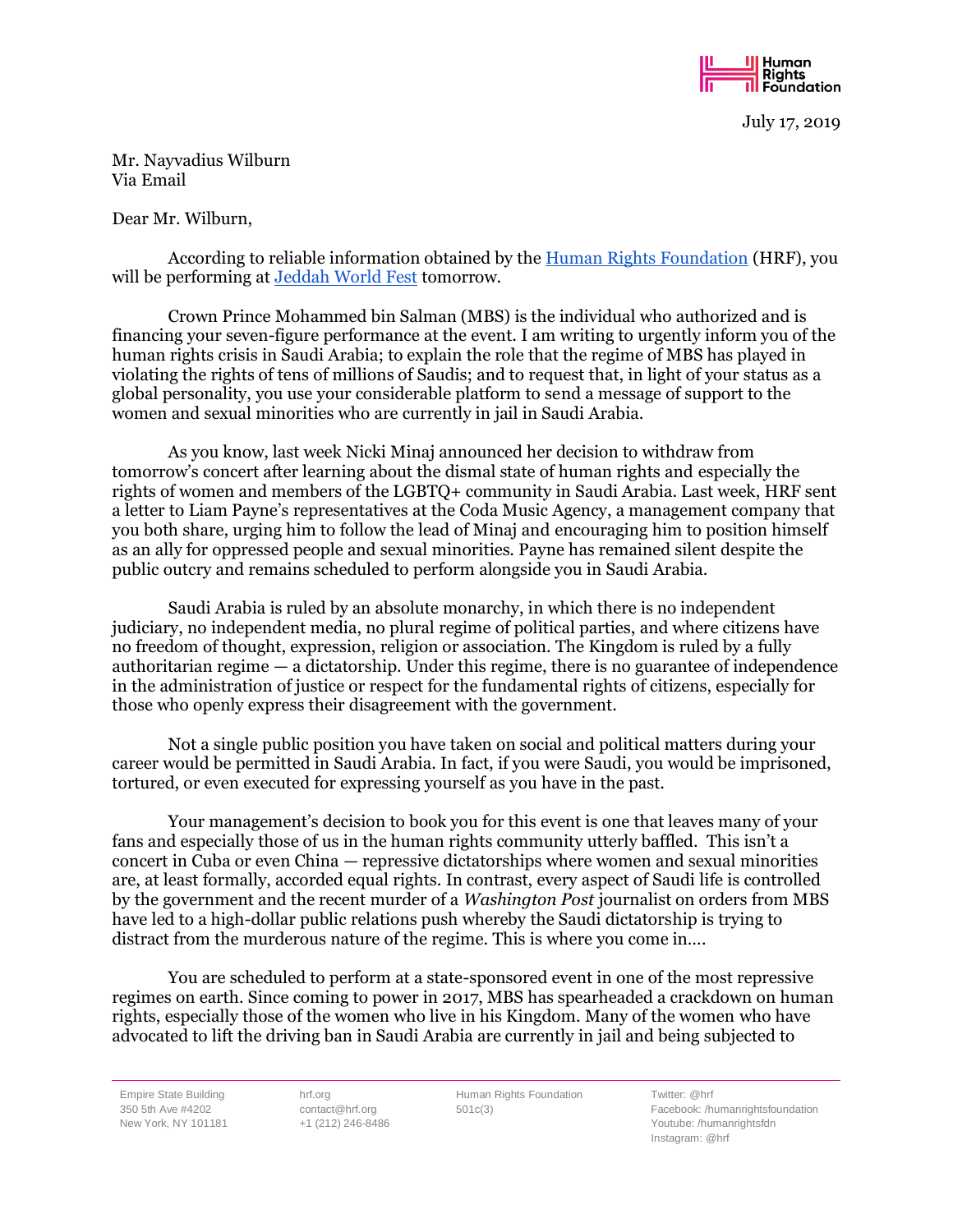Human Rights Foundation

July 17, 2019

Mr. Nayvadius Wilburn
Via Email

Dear Mr. Wilburn,

According to reliable information obtained by the [Human Rights Foundation](hrf.org) (HRF), you will be performing at [Jeddah World Fest](#) tomorrow.

Crown Prince Mohammed bin Salman (MBS) is the individual who authorized and is financing your seven-figure performance at the event. I am writing to urgently inform you of the human rights crisis in Saudi Arabia; to explain the role that the regime of MBS has played in violating the rights of tens of millions of Saudis; and to request that, in light of your status as a global personality, you use your considerable platform to send a message of support to the women and sexual minorities who are currently in jail in Saudi Arabia.

As you know, last week Nicki Minaj announced her decision to withdraw from tomorrow's concert after learning about the dismal state of human rights and especially the rights of women and members of the LGBTQ+ community in Saudi Arabia. Last week, HRF sent a letter to Liam Payne's representatives at the Coda Music Agency, a management company that you both share, urging him to follow the lead of Minaj and encouraging him to position himself as an ally for oppressed people and sexual minorities. Payne has remained silent despite the public outcry and remains scheduled to perform alongside you in Saudi Arabia.

Saudi Arabia is ruled by an absolute monarchy, in which there is no independent judiciary, no independent media, no plural regime of political parties, and where citizens have no freedom of thought, expression, religion or association. The Kingdom is ruled by a fully authoritarian regime — a dictatorship. Under this regime, there is no guarantee of independence in the administration of justice or respect for the fundamental rights of citizens, especially for those who openly express their disagreement with the government.

Not a single public position you have taken on social and political matters during your career would be permitted in Saudi Arabia. In fact, if you were Saudi, you would be imprisoned, tortured, or even executed for expressing yourself as you have in the past.

Your management's decision to book you for this event is one that leaves many of your fans and especially those of us in the human rights community utterly baffled. This isn't a concert in Cuba or even China — repressive dictatorships where women and sexual minorities are, at least formally, accorded equal rights. In contrast, every aspect of Saudi life is controlled by the government and the recent murder of a *Washington Post* journalist on orders from MBS have led to a high-dollar public relations push whereby the Saudi dictatorship is trying to distract from the murderous nature of the regime. This is where you come in….

You are scheduled to perform at a state-sponsored event in one of the most repressive regimes on earth. Since coming to power in 2017, MBS has spearheaded a crackdown on human rights, especially those of the women who live in his Kingdom. Many of the women who have advocated to lift the driving ban in Saudi Arabia are currently in jail and being subjected to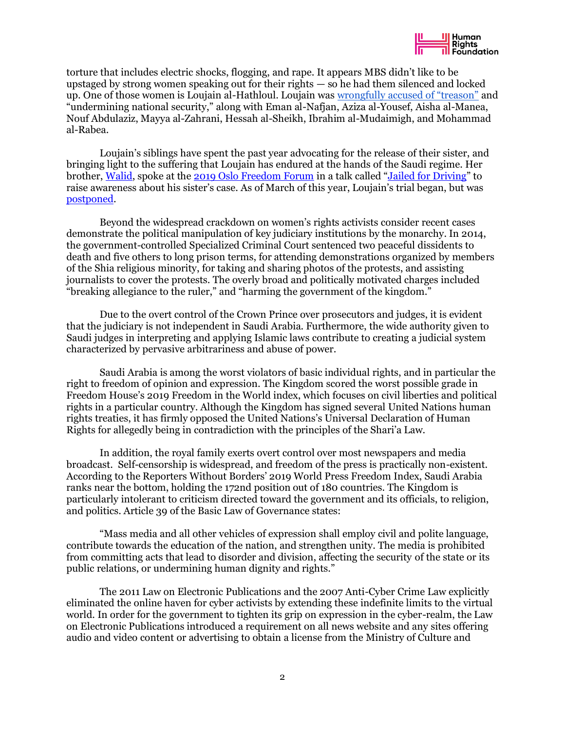torture that includes electric shocks, flogging, and rape. It appears MBS didn't like to be upstaged by strong women speaking out for their rights — so he had them silenced and locked up. One of those women is Loujain al-Hathloul. Loujain was wrongfully accused of "treason" and "undermining national security," along with Eman al-Nafjan, Aziza al-Yousef, Aisha al-Manea, Nouf Abdulaziz, Mayya al-Zahrani, Hessah al-Sheikh, Ibrahim al-Mudaimigh, and Mohammad al-Rabea.

Loujain's siblings have spent the past year advocating for the release of their sister, and bringing light to the suffering that Loujain has endured at the hands of the Saudi regime. Her brother, Walid, spoke at the 2019 Oslo Freedom Forum in a talk called "Jailed for Driving" to raise awareness about his sister's case. As of March of this year, Loujain's trial began, but was postponed.

Beyond the widespread crackdown on women's rights activists consider recent cases demonstrate the political manipulation of key judiciary institutions by the monarchy. In 2014, the government-controlled Specialized Criminal Court sentenced two peaceful dissidents to death and five others to long prison terms, for attending demonstrations organized by members of the Shia religious minority, for taking and sharing photos of the protests, and assisting journalists to cover the protests. The overly broad and politically motivated charges included "breaking allegiance to the ruler," and "harming the government of the kingdom."

Due to the overt control of the Crown Prince over prosecutors and judges, it is evident that the judiciary is not independent in Saudi Arabia. Furthermore, the wide authority given to Saudi judges in interpreting and applying Islamic laws contribute to creating a judicial system characterized by pervasive arbitrariness and abuse of power.

Saudi Arabia is among the worst violators of basic individual rights, and in particular the right to freedom of opinion and expression. The Kingdom scored the worst possible grade in Freedom House's 2019 Freedom in the World index, which focuses on civil liberties and political rights in a particular country. Although the Kingdom has signed several United Nations human rights treaties, it has firmly opposed the United Nations's Universal Declaration of Human Rights for allegedly being in contradiction with the principles of the Shari'a Law.

In addition, the royal family exerts overt control over most newspapers and media broadcast. Self-censorship is widespread, and freedom of the press is practically non-existent. According to the Reporters Without Borders' 2019 World Press Freedom Index, Saudi Arabia ranks near the bottom, holding the 172nd position out of 180 countries. The Kingdom is particularly intolerant to criticism directed toward the government and its officials, to religion, and politics. Article 39 of the Basic Law of Governance states:

"Mass media and all other vehicles of expression shall employ civil and polite language, contribute towards the education of the nation, and strengthen unity. The media is prohibited from committing acts that lead to disorder and division, affecting the security of the state or its public relations, or undermining human dignity and rights."

The 2011 Law on Electronic Publications and the 2007 Anti-Cyber Crime Law explicitly eliminated the online haven for cyber activists by extending these indefinite limits to the virtual world. In order for the government to tighten its grip on expression in the cyber-realm, the Law on Electronic Publications introduced a requirement on all news website and any sites offering audio and video content or advertising to obtain a license from the Ministry of Culture and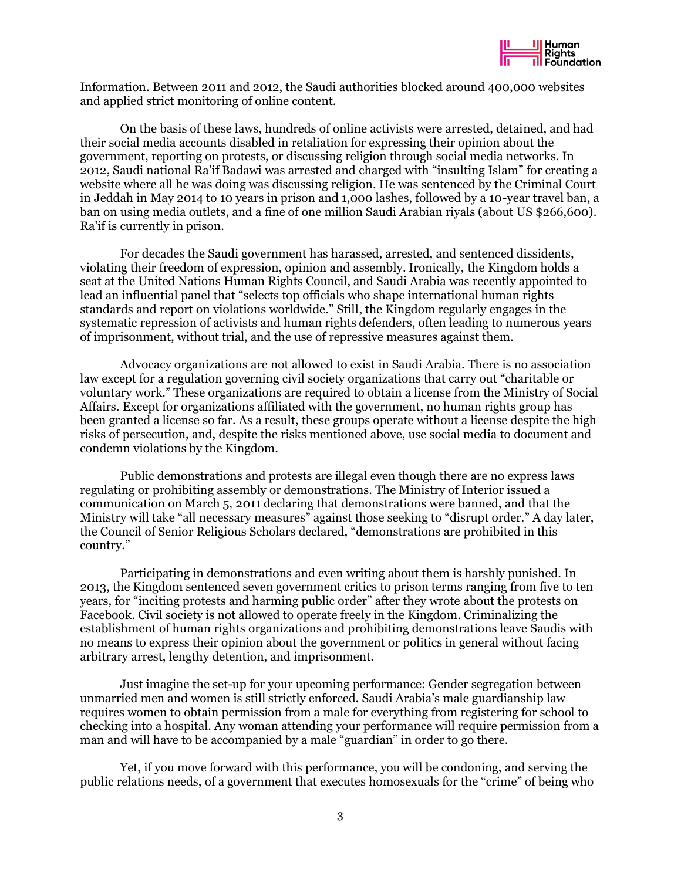Information. Between 2011 and 2012, the Saudi authorities blocked around 400,000 websites and applied strict monitoring of online content.

On the basis of these laws, hundreds of online activists were arrested, detained, and had their social media accounts disabled in retaliation for expressing their opinion about the government, reporting on protests, or discussing religion through social media networks. In 2012, Saudi national Ra'if Badawi was arrested and charged with "insulting Islam" for creating a website where all he was doing was discussing religion. He was sentenced by the Criminal Court in Jeddah in May 2014 to 10 years in prison and 1,000 lashes, followed by a 10-year travel ban, a ban on using media outlets, and a fine of one million Saudi Arabian riyals (about US $266,600). Ra'if is currently in prison.

For decades the Saudi government has harassed, arrested, and sentenced dissidents, violating their freedom of expression, opinion and assembly. Ironically, the Kingdom holds a seat at the United Nations Human Rights Council, and Saudi Arabia was recently appointed to lead an influential panel that "selects top officials who shape international human rights standards and report on violations worldwide." Still, the Kingdom regularly engages in the systematic repression of activists and human rights defenders, often leading to numerous years of imprisonment, without trial, and the use of repressive measures against them.

Advocacy organizations are not allowed to exist in Saudi Arabia. There is no association law except for a regulation governing civil society organizations that carry out "charitable or voluntary work." These organizations are required to obtain a license from the Ministry of Social Affairs. Except for organizations affiliated with the government, no human rights group has been granted a license so far. As a result, these groups operate without a license despite the high risks of persecution, and, despite the risks mentioned above, use social media to document and condemn violations by the Kingdom.

Public demonstrations and protests are illegal even though there are no express laws regulating or prohibiting assembly or demonstrations. The Ministry of Interior issued a communication on March 5, 2011 declaring that demonstrations were banned, and that the Ministry will take "all necessary measures" against those seeking to "disrupt order." A day later, the Council of Senior Religious Scholars declared, "demonstrations are prohibited in this country."

Participating in demonstrations and even writing about them is harshly punished. In 2013, the Kingdom sentenced seven government critics to prison terms ranging from five to ten years, for "inciting protests and harming public order" after they wrote about the protests on Facebook. Civil society is not allowed to operate freely in the Kingdom. Criminalizing the establishment of human rights organizations and prohibiting demonstrations leave Saudis with no means to express their opinion about the government or politics in general without facing arbitrary arrest, lengthy detention, and imprisonment.

Just imagine the set-up for your upcoming performance: Gender segregation between unmarried men and women is still strictly enforced. Saudi Arabia's male guardianship law requires women to obtain permission from a male for everything from registering for school to checking into a hospital. Any woman attending your performance will require permission from a man and will have to be accompanied by a male "guardian" in order to go there.

Yet, if you move forward with this performance, you will be condoning, and serving the public relations needs, of a government that executes homosexuals for the "crime" of being who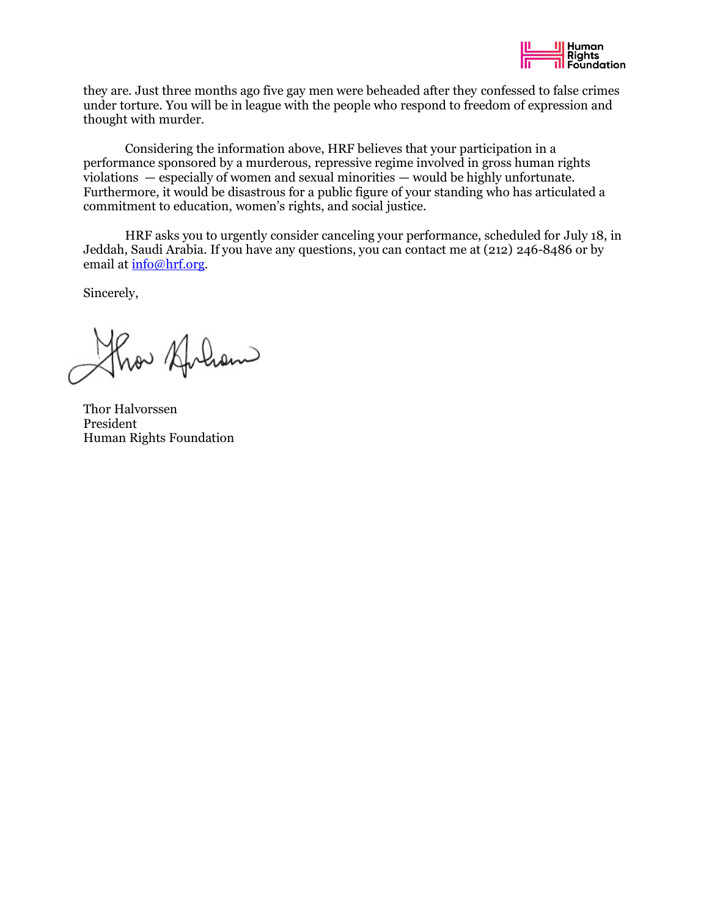they are. Just three months ago five gay men were beheaded after they confessed to false crimes under torture. You will be in league with the people who respond to freedom of expression and thought with murder.

Considering the information above, HRF believes that your participation in a performance sponsored by a murderous, repressive regime involved in gross human rights violations — especially of women and sexual minorities — would be highly unfortunate. Furthermore, it would be disastrous for a public figure of your standing who has articulated a commitment to education, women's rights, and social justice.

HRF asks you to urgently consider canceling your performance, scheduled for July 18, in Jeddah, Saudi Arabia. If you have any questions, you can contact me at (212) 246-8486 or by email at info@hrf.org.

Sincerely,

Thor Halvorssen
President
Human Rights Foundation